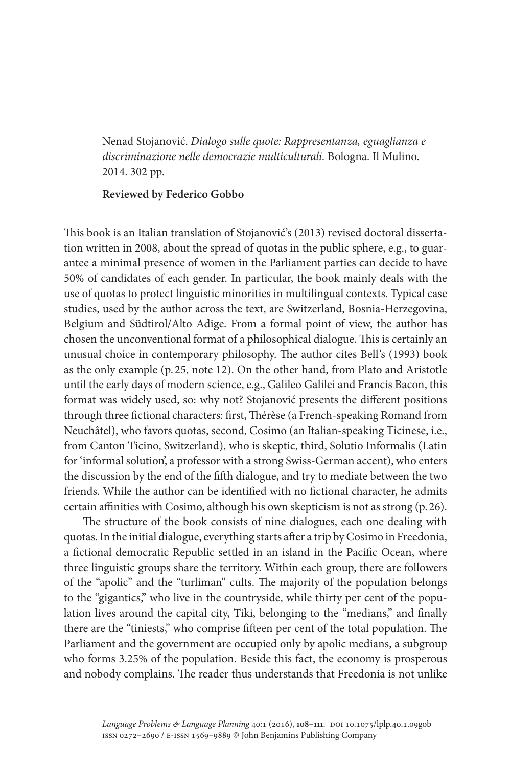Nenad Stojanović. *Dialogo sulle quote: Rappresentanza, eguaglianza e discriminazione nelle democrazie multiculturali.* Bologna. Il Mulino. 2014. 302 pp.

**Reviewed by Federico Gobbo**

This book is an Italian translation of Stojanović's (2013) revised doctoral dissertation written in 2008, about the spread of quotas in the public sphere, e.g., to guarantee a minimal presence of women in the Parliament parties can decide to have 50% of candidates of each gender. In particular, the book mainly deals with the use of quotas to protect linguistic minorities in multilingual contexts. Typical case studies, used by the author across the text, are Switzerland, Bosnia-Herzegovina, Belgium and Südtirol/Alto Adige. From a formal point of view, the author has chosen the unconventional format of a philosophical dialogue. This is certainly an unusual choice in contemporary philosophy. The author cites Bell's (1993) book as the only example (p. 25, note 12). On the other hand, from Plato and Aristotle until the early days of modern science, e.g., Galileo Galilei and Francis Bacon, this format was widely used, so: why not? Stojanović presents the different positions through three fictional characters: first, Thérèse (a French-speaking Romand from Neuchâtel), who favors quotas, second, Cosimo (an Italian-speaking Ticinese, i.e., from Canton Ticino, Switzerland), who is skeptic, third, Solutio Informalis (Latin for 'informal solution', a professor with a strong Swiss-German accent), who enters the discussion by the end of the fifth dialogue, and try to mediate between the two friends. While the author can be identified with no fictional character, he admits certain affinities with Cosimo, although his own skepticism is not as strong (p. 26).

The structure of the book consists of nine dialogues, each one dealing with quotas. In the initial dialogue, everything starts after a trip by Cosimo in Freedonia, a fictional democratic Republic settled in an island in the Pacific Ocean, where three linguistic groups share the territory. Within each group, there are followers of the "apolic" and the "turliman" cults. The majority of the population belongs to the "gigantics," who live in the countryside, while thirty per cent of the population lives around the capital city, Tiki, belonging to the "medians," and finally there are the "tiniests," who comprise fifteen per cent of the total population. The Parliament and the government are occupied only by apolic medians, a subgroup who forms 3.25% of the population. Beside this fact, the economy is prosperous and nobody complains. The reader thus understands that Freedonia is not unlike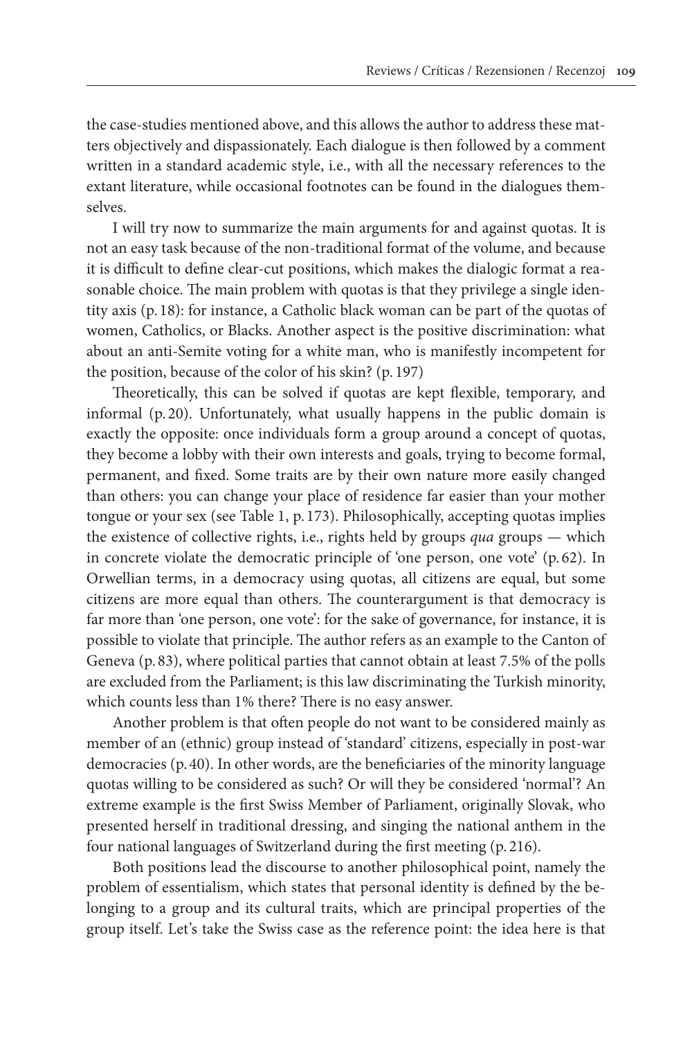the case-studies mentioned above, and this allows the author to address these matters objectively and dispassionately. Each dialogue is then followed by a comment written in a standard academic style, i.e., with all the necessary references to the extant literature, while occasional footnotes can be found in the dialogues themselves.

I will try now to summarize the main arguments for and against quotas. It is not an easy task because of the non-traditional format of the volume, and because it is difficult to define clear-cut positions, which makes the dialogic format a reasonable choice. The main problem with quotas is that they privilege a single identity axis (p. 18): for instance, a Catholic black woman can be part of the quotas of women, Catholics, or Blacks. Another aspect is the positive discrimination: what about an anti-Semite voting for a white man, who is manifestly incompetent for the position, because of the color of his skin? (p. 197)

Theoretically, this can be solved if quotas are kept flexible, temporary, and informal (p. 20). Unfortunately, what usually happens in the public domain is exactly the opposite: once individuals form a group around a concept of quotas, they become a lobby with their own interests and goals, trying to become formal, permanent, and fixed. Some traits are by their own nature more easily changed than others: you can change your place of residence far easier than your mother tongue or your sex (see Table 1, p. 173). Philosophically, accepting quotas implies the existence of collective rights, i.e., rights held by groups *qua* groups — which in concrete violate the democratic principle of 'one person, one vote' (p. 62). In Orwellian terms, in a democracy using quotas, all citizens are equal, but some citizens are more equal than others. The counterargument is that democracy is far more than 'one person, one vote': for the sake of governance, for instance, it is possible to violate that principle. The author refers as an example to the Canton of Geneva (p. 83), where political parties that cannot obtain at least 7.5% of the polls are excluded from the Parliament; is this law discriminating the Turkish minority, which counts less than 1% there? There is no easy answer.

Another problem is that often people do not want to be considered mainly as member of an (ethnic) group instead of 'standard' citizens, especially in post-war democracies (p. 40). In other words, are the beneficiaries of the minority language quotas willing to be considered as such? Or will they be considered 'normal'? An extreme example is the first Swiss Member of Parliament, originally Slovak, who presented herself in traditional dressing, and singing the national anthem in the four national languages of Switzerland during the first meeting (p. 216).

Both positions lead the discourse to another philosophical point, namely the problem of essentialism, which states that personal identity is defined by the belonging to a group and its cultural traits, which are principal properties of the group itself. Let's take the Swiss case as the reference point: the idea here is that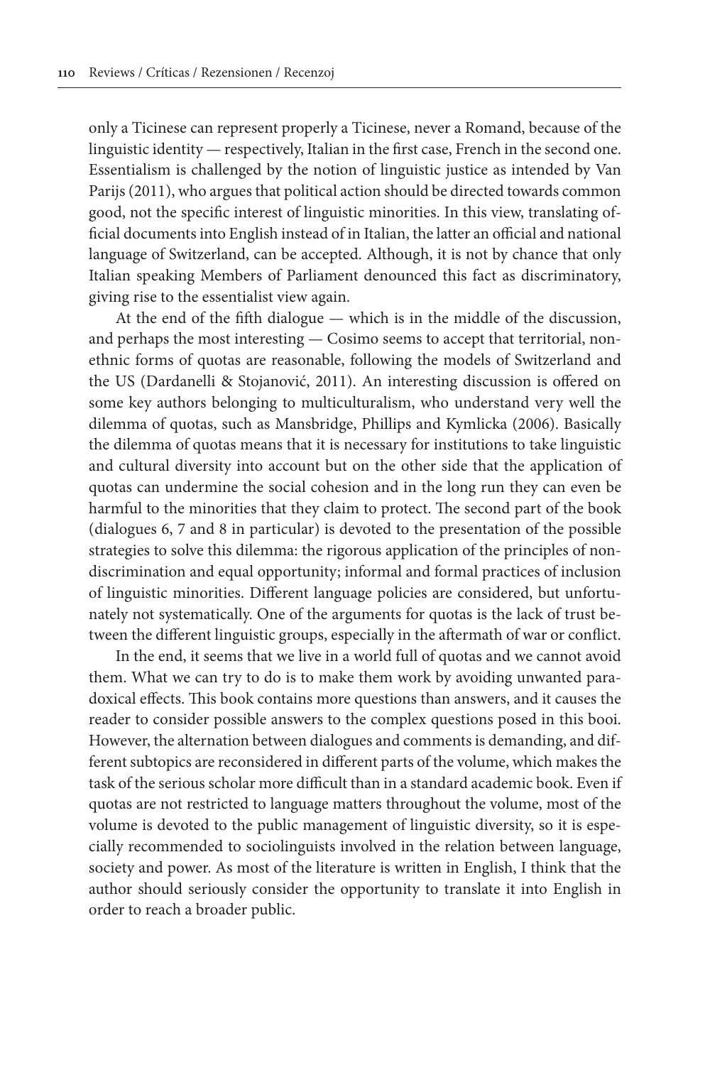only a Ticinese can represent properly a Ticinese, never a Romand, because of the linguistic identity — respectively, Italian in the first case, French in the second one. Essentialism is challenged by the notion of linguistic justice as intended by Van Parijs (2011), who argues that political action should be directed towards common good, not the specific interest of linguistic minorities. In this view, translating official documents into English instead of in Italian, the latter an official and national language of Switzerland, can be accepted. Although, it is not by chance that only Italian speaking Members of Parliament denounced this fact as discriminatory, giving rise to the essentialist view again.

At the end of the fifth dialogue — which is in the middle of the discussion, and perhaps the most interesting — Cosimo seems to accept that territorial, non-ethnic forms of quotas are reasonable, following the models of Switzerland and the US (Dardanelli & Stojanović, 2011). An interesting discussion is offered on some key authors belonging to multiculturalism, who understand very well the dilemma of quotas, such as Mansbridge, Phillips and Kymlicka (2006). Basically the dilemma of quotas means that it is necessary for institutions to take linguistic and cultural diversity into account but on the other side that the application of quotas can undermine the social cohesion and in the long run they can even be harmful to the minorities that they claim to protect. The second part of the book (dialogues 6, 7 and 8 in particular) is devoted to the presentation of the possible strategies to solve this dilemma: the rigorous application of the principles of non-discrimination and equal opportunity; informal and formal practices of inclusion of linguistic minorities. Different language policies are considered, but unfortunately not systematically. One of the arguments for quotas is the lack of trust between the different linguistic groups, especially in the aftermath of war or conflict.

In the end, it seems that we live in a world full of quotas and we cannot avoid them. What we can try to do is to make them work by avoiding unwanted paradoxical effects. This book contains more questions than answers, and it causes the reader to consider possible answers to the complex questions posed in this booi. However, the alternation between dialogues and comments is demanding, and different subtopics are reconsidered in different parts of the volume, which makes the task of the serious scholar more difficult than in a standard academic book. Even if quotas are not restricted to language matters throughout the volume, most of the volume is devoted to the public management of linguistic diversity, so it is especially recommended to sociolinguists involved in the relation between language, society and power. As most of the literature is written in English, I think that the author should seriously consider the opportunity to translate it into English in order to reach a broader public.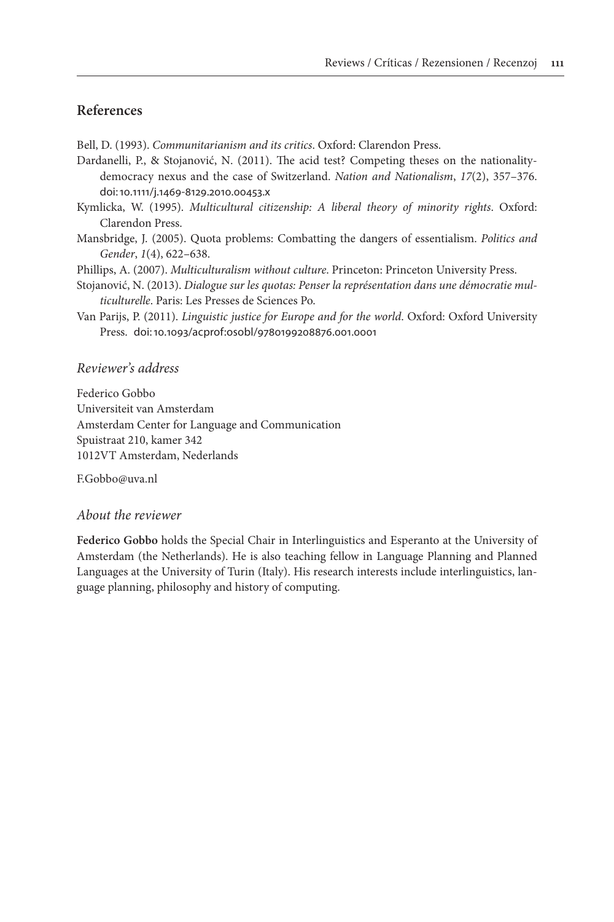## References

Bell, D. (1993). *Communitarianism and its critics*. Oxford: Clarendon Press.

Dardanelli, P., & Stojanović, N. (2011). The acid test? Competing theses on the nationality-democracy nexus and the case of Switzerland. *Nation and Nationalism*, *17*(2), 357–376. doi:10.1111/j.1469-8129.2010.00453.x

Kymlicka, W. (1995). *Multicultural citizenship: A liberal theory of minority rights*. Oxford: Clarendon Press.

Mansbridge, J. (2005). Quota problems: Combatting the dangers of essentialism. *Politics and Gender*, *1*(4), 622–638.

Phillips, A. (2007). *Multiculturalism without culture*. Princeton: Princeton University Press.

Stojanović, N. (2013). *Dialogue sur les quotas: Penser la représentation dans une démocratie multiculturelle*. Paris: Les Presses de Sciences Po.

Van Parijs, P. (2011). *Linguistic justice for Europe and for the world*. Oxford: Oxford University Press. doi:10.1093/acprof:osobl/9780199208876.001.0001

### *Reviewer's address*

Federico Gobbo
Universiteit van Amsterdam
Amsterdam Center for Language and Communication
Spuistraat 210, kamer 342
1012VT Amsterdam, Nederlands

F.Gobbo@uva.nl

### *About the reviewer*

**Federico Gobbo** holds the Special Chair in Interlinguistics and Esperanto at the University of Amsterdam (the Netherlands). He is also teaching fellow in Language Planning and Planned Languages at the University of Turin (Italy). His research interests include interlinguistics, language planning, philosophy and history of computing.